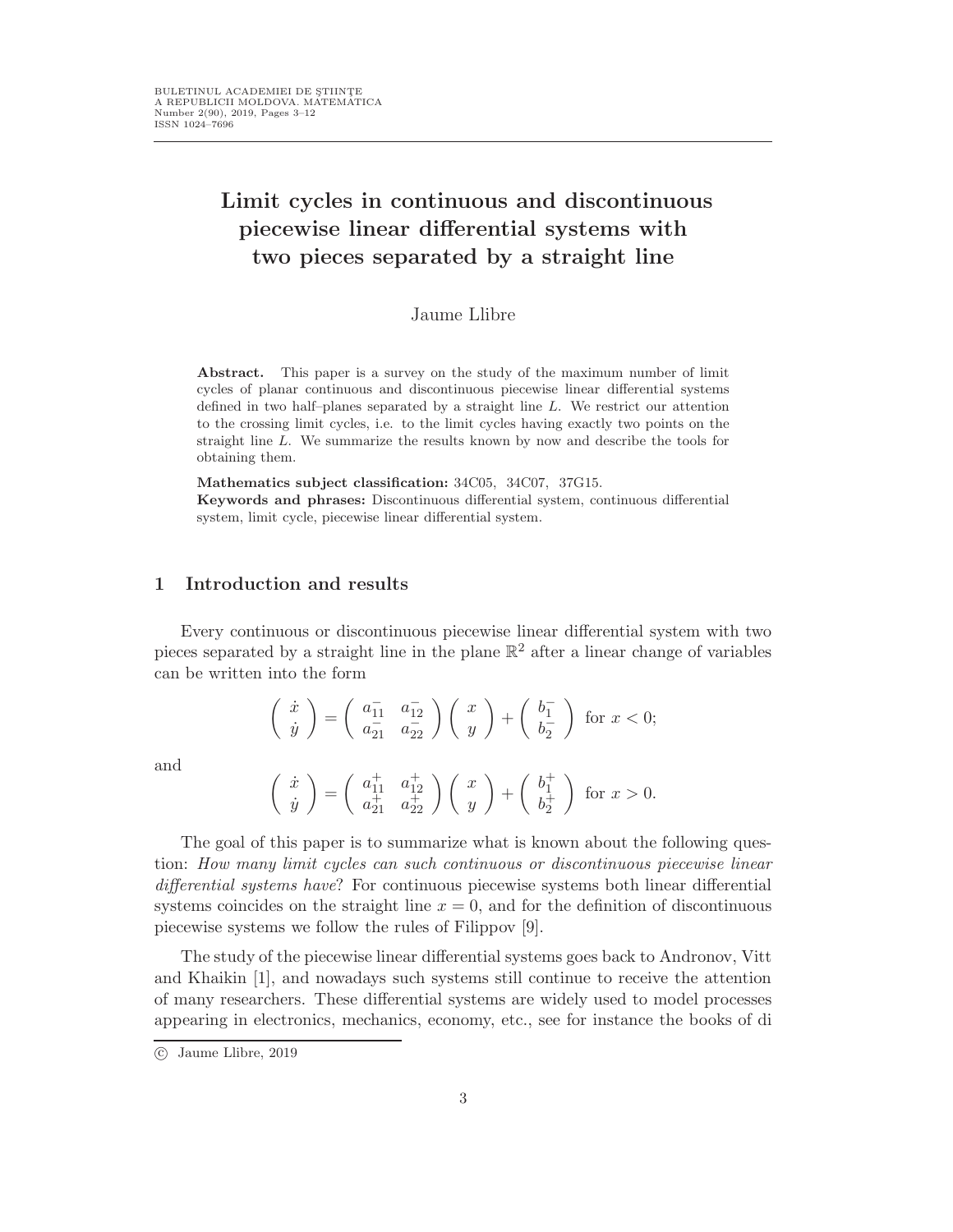# Limit cycles in continuous and discontinuous piecewise linear differential systems with two pieces separated by a straight line

Jaume Llibre

**Abstract.** This paper is a survey on the study of the maximum number of limit cycles of planar continuous and discontinuous piecewise linear differential systems defined in two half–planes separated by a straight line $L$. We restrict our attention to the crossing limit cycles, i.e. to the limit cycles having exactly two points on the straight line $L$. We summarize the results known by now and describe the tools for obtaining them.

**Mathematics subject classification:** 34C05, 34C07, 37G15.

**Keywords and phrases:** Discontinuous differential system, continuous differential system, limit cycle, piecewise linear differential system.

## 1 Introduction and results

Every continuous or discontinuous piecewise linear differential system with two pieces separated by a straight line in the plane $\mathbb{R}^2$ after a linear change of variables can be written into the form

$$\begin{pmatrix} \dot{x} \\ \dot{y} \end{pmatrix} = \begin{pmatrix} a_{11}^- & a_{12}^- \\ a_{21}^- & a_{22}^- \end{pmatrix} \begin{pmatrix} x \\ y \end{pmatrix} + \begin{pmatrix} b_1^- \\ b_2^- \end{pmatrix} \text{ for } x < 0;$$

and

$$\begin{pmatrix} \dot{x} \\ \dot{y} \end{pmatrix} = \begin{pmatrix} a_{11}^+ & a_{12}^+ \\ a_{21}^+ & a_{22}^+ \end{pmatrix} \begin{pmatrix} x \\ y \end{pmatrix} + \begin{pmatrix} b_1^+ \\ b_2^+ \end{pmatrix} \text{ for } x > 0.$$

The goal of this paper is to summarize what is known about the following question: *How many limit cycles can such continuous or discontinuous piecewise linear differential systems have*? For continuous piecewise systems both linear differential systems coincides on the straight line $x = 0$, and for the definition of discontinuous piecewise systems we follow the rules of Filippov [9].

The study of the piecewise linear differential systems goes back to Andronov, Vitt and Khaikin [1], and nowadays such systems still continue to receive the attention of many researchers. These differential systems are widely used to model processes appearing in electronics, mechanics, economy, etc., see for instance the books of di

© Jaume Llibre, 2019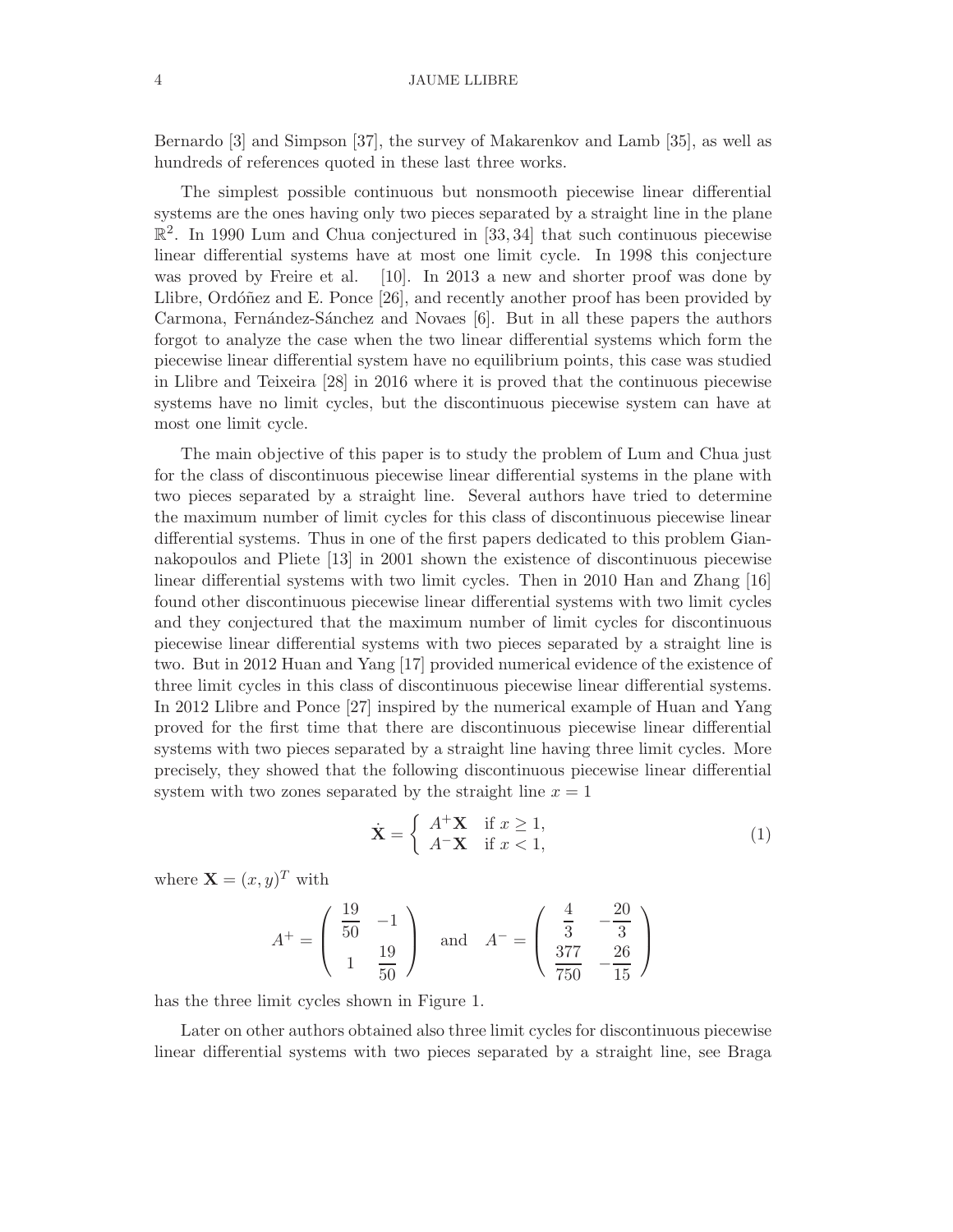Bernardo [3] and Simpson [37], the survey of Makarenkov and Lamb [35], as well as hundreds of references quoted in these last three works.

The simplest possible continuous but nonsmooth piecewise linear differential systems are the ones having only two pieces separated by a straight line in the plane $\mathbb{R}^2$. In 1990 Lum and Chua conjectured in [33, 34] that such continuous piecewise linear differential systems have at most one limit cycle. In 1998 this conjecture was proved by Freire et al. [10]. In 2013 a new and shorter proof was done by Llibre, Ordóñez and E. Ponce [26], and recently another proof has been provided by Carmona, Fernández-Sánchez and Novaes [6]. But in all these papers the authors forgot to analyze the case when the two linear differential systems which form the piecewise linear differential system have no equilibrium points, this case was studied in Llibre and Teixeira [28] in 2016 where it is proved that the continuous piecewise systems have no limit cycles, but the discontinuous piecewise system can have at most one limit cycle.

The main objective of this paper is to study the problem of Lum and Chua just for the class of discontinuous piecewise linear differential systems in the plane with two pieces separated by a straight line. Several authors have tried to determine the maximum number of limit cycles for this class of discontinuous piecewise linear differential systems. Thus in one of the first papers dedicated to this problem Giannakopoulos and Pliete [13] in 2001 shown the existence of discontinuous piecewise linear differential systems with two limit cycles. Then in 2010 Han and Zhang [16] found other discontinuous piecewise linear differential systems with two limit cycles and they conjectured that the maximum number of limit cycles for discontinuous piecewise linear differential systems with two pieces separated by a straight line is two. But in 2012 Huan and Yang [17] provided numerical evidence of the existence of three limit cycles in this class of discontinuous piecewise linear differential systems. In 2012 Llibre and Ponce [27] inspired by the numerical example of Huan and Yang proved for the first time that there are discontinuous piecewise linear differential systems with two pieces separated by a straight line having three limit cycles. More precisely, they showed that the following discontinuous piecewise linear differential system with two zones separated by the straight line $x = 1$

$$\dot{\mathbf{X}} = \begin{cases} A^+\mathbf{X} & \text{if } x \geq 1, \\ A^-\mathbf{X} & \text{if } x < 1, \end{cases} \tag{1}$$

where $\mathbf{X} = (x, y)^T$ with

$$A^+ = \begin{pmatrix} \dfrac{19}{50} & -1 \\ 1 & \dfrac{19}{50} \end{pmatrix} \quad \text{and} \quad A^- = \begin{pmatrix} \dfrac{4}{3} & -\dfrac{20}{3} \\ \dfrac{377}{750} & -\dfrac{26}{15} \end{pmatrix}$$

has the three limit cycles shown in Figure 1.

Later on other authors obtained also three limit cycles for discontinuous piecewise linear differential systems with two pieces separated by a straight line, see Braga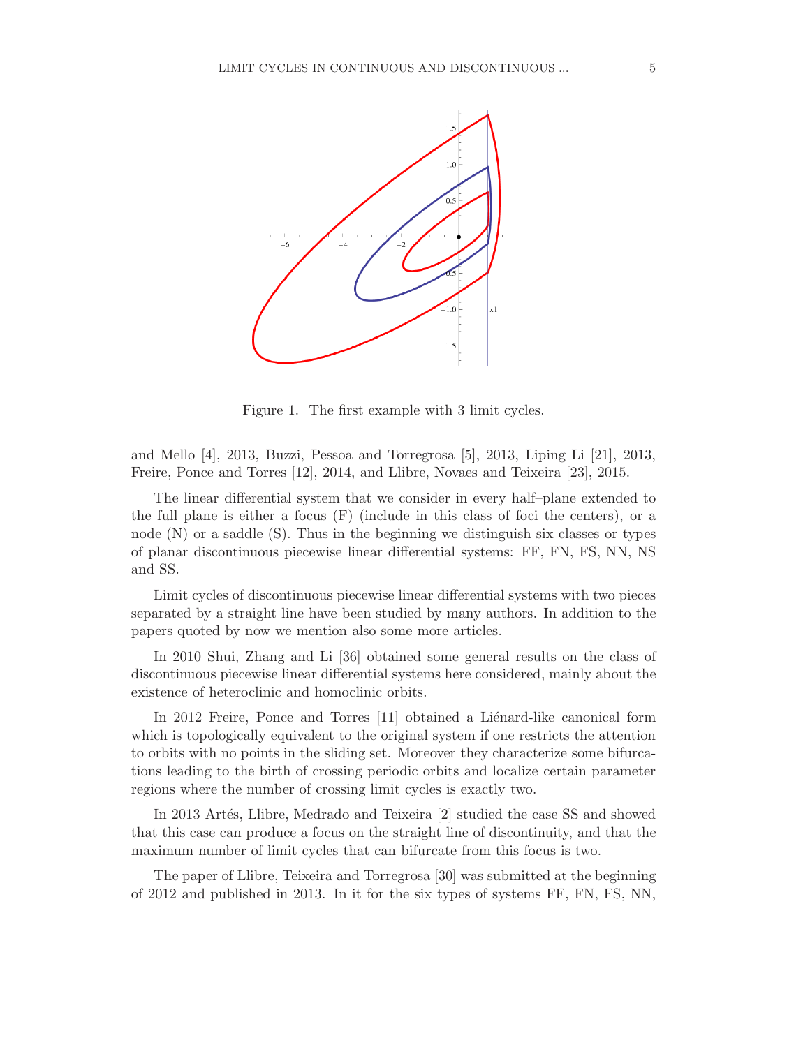Figure 1. The first example with 3 limit cycles.

and Mello [4], 2013, Buzzi, Pessoa and Torregrosa [5], 2013, Liping Li [21], 2013, Freire, Ponce and Torres [12], 2014, and Llibre, Novaes and Teixeira [23], 2015.

The linear differential system that we consider in every half–plane extended to the full plane is either a focus (F) (include in this class of foci the centers), or a node (N) or a saddle (S). Thus in the beginning we distinguish six classes or types of planar discontinuous piecewise linear differential systems: FF, FN, FS, NN, NS and SS.

Limit cycles of discontinuous piecewise linear differential systems with two pieces separated by a straight line have been studied by many authors. In addition to the papers quoted by now we mention also some more articles.

In 2010 Shui, Zhang and Li [36] obtained some general results on the class of discontinuous piecewise linear differential systems here considered, mainly about the existence of heteroclinic and homoclinic orbits.

In 2012 Freire, Ponce and Torres [11] obtained a Liénard-like canonical form which is topologically equivalent to the original system if one restricts the attention to orbits with no points in the sliding set. Moreover they characterize some bifurcations leading to the birth of crossing periodic orbits and localize certain parameter regions where the number of crossing limit cycles is exactly two.

In 2013 Artés, Llibre, Medrado and Teixeira [2] studied the case SS and showed that this case can produce a focus on the straight line of discontinuity, and that the maximum number of limit cycles that can bifurcate from this focus is two.

The paper of Llibre, Teixeira and Torregrosa [30] was submitted at the beginning of 2012 and published in 2013. In it for the six types of systems FF, FN, FS, NN,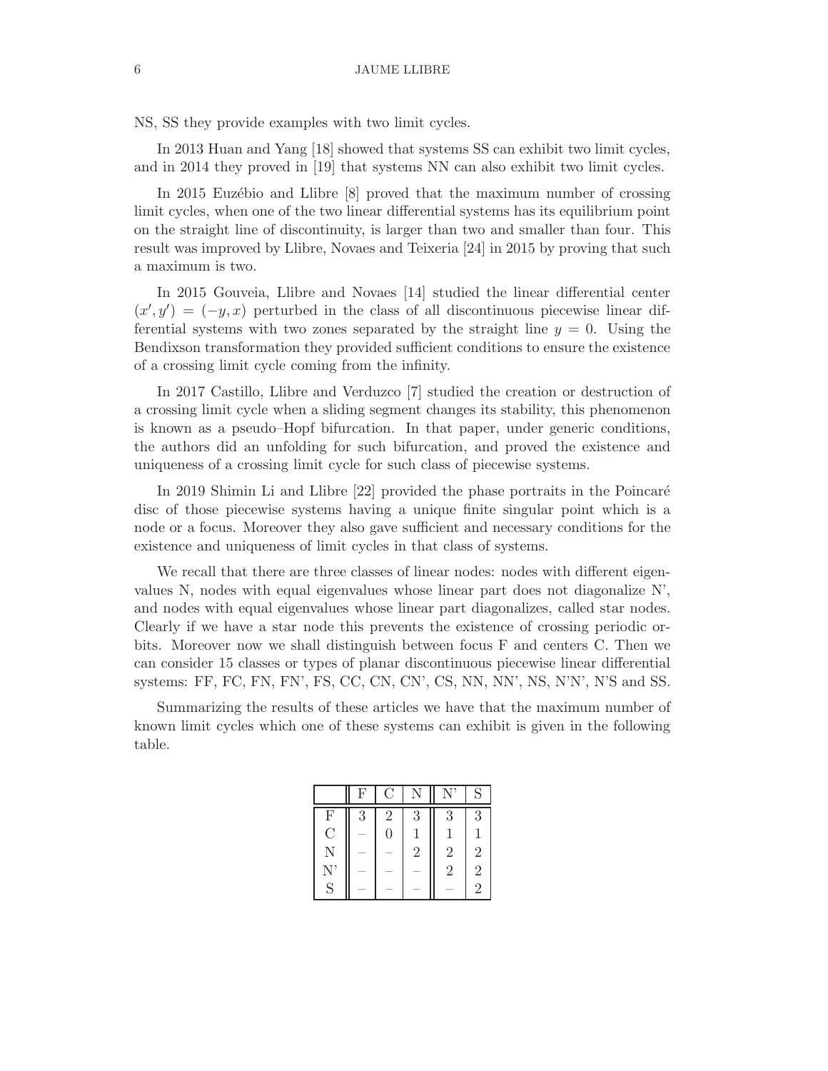NS, SS they provide examples with two limit cycles.

In 2013 Huan and Yang [18] showed that systems SS can exhibit two limit cycles, and in 2014 they proved in [19] that systems NN can also exhibit two limit cycles.

In 2015 Euzébio and Llibre [8] proved that the maximum number of crossing limit cycles, when one of the two linear differential systems has its equilibrium point on the straight line of discontinuity, is larger than two and smaller than four. This result was improved by Llibre, Novaes and Teixeria [24] in 2015 by proving that such a maximum is two.

In 2015 Gouveia, Llibre and Novaes [14] studied the linear differential center $(x', y') = (-y, x)$ perturbed in the class of all discontinuous piecewise linear differential systems with two zones separated by the straight line $y = 0$. Using the Bendixson transformation they provided sufficient conditions to ensure the existence of a crossing limit cycle coming from the infinity.

In 2017 Castillo, Llibre and Verduzco [7] studied the creation or destruction of a crossing limit cycle when a sliding segment changes its stability, this phenomenon is known as a pseudo–Hopf bifurcation. In that paper, under generic conditions, the authors did an unfolding for such bifurcation, and proved the existence and uniqueness of a crossing limit cycle for such class of piecewise systems.

In 2019 Shimin Li and Llibre [22] provided the phase portraits in the Poincaré disc of those piecewise systems having a unique finite singular point which is a node or a focus. Moreover they also gave sufficient and necessary conditions for the existence and uniqueness of limit cycles in that class of systems.

We recall that there are three classes of linear nodes: nodes with different eigenvalues N, nodes with equal eigenvalues whose linear part does not diagonalize N', and nodes with equal eigenvalues whose linear part diagonalizes, called star nodes. Clearly if we have a star node this prevents the existence of crossing periodic orbits. Moreover now we shall distinguish between focus F and centers C. Then we can consider 15 classes or types of planar discontinuous piecewise linear differential systems: FF, FC, FN, FN', FS, CC, CN, CN', CS, NN, NN', NS, N'N', N'S and SS.

Summarizing the results of these articles we have that the maximum number of known limit cycles which one of these systems can exhibit is given in the following table.

| | F | C | N | N' | S |
|---|---|---|---|---|---|
| F | 3 | 2 | 3 | 3 | 3 |
| C | – | 0 | 1 | 1 | 1 |
| N | – | – | 2 | 2 | 2 |
| N' | – | – | – | 2 | 2 |
| S | – | – | – | – | 2 |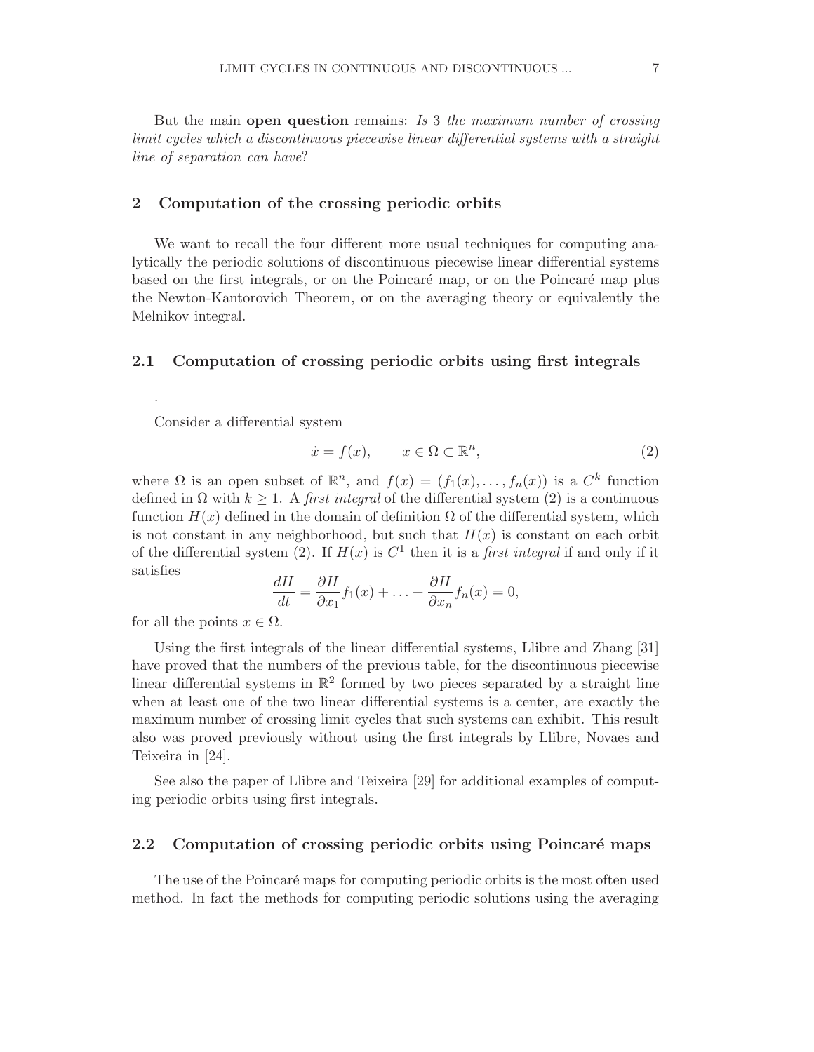But the main **open question** remains: *Is* 3 *the maximum number of crossing limit cycles which a discontinuous piecewise linear differential systems with a straight line of separation can have*?

## 2 Computation of the crossing periodic orbits

We want to recall the four different more usual techniques for computing analytically the periodic solutions of discontinuous piecewise linear differential systems based on the first integrals, or on the Poincaré map, or on the Poincaré map plus the Newton-Kantorovich Theorem, or on the averaging theory or equivalently the Melnikov integral.

### 2.1 Computation of crossing periodic orbits using first integrals

.

Consider a differential system

$$\dot{x} = f(x), \qquad x \in \Omega \subset \mathbb{R}^n, \tag{2}$$

where $\Omega$ is an open subset of $\mathbb{R}^n$, and $f(x) = (f_1(x), \ldots, f_n(x))$ is a $C^k$ function defined in $\Omega$ with $k \geq 1$. A *first integral* of the differential system (2) is a continuous function $H(x)$ defined in the domain of definition $\Omega$ of the differential system, which is not constant in any neighborhood, but such that $H(x)$ is constant on each orbit of the differential system (2). If $H(x)$ is $C^1$ then it is a *first integral* if and only if it satisfies

$$\frac{dH}{dt} = \frac{\partial H}{\partial x_1} f_1(x) + \ldots + \frac{\partial H}{\partial x_n} f_n(x) = 0,$$

for all the points $x \in \Omega$.

Using the first integrals of the linear differential systems, Llibre and Zhang [31] have proved that the numbers of the previous table, for the discontinuous piecewise linear differential systems in $\mathbb{R}^2$ formed by two pieces separated by a straight line when at least one of the two linear differential systems is a center, are exactly the maximum number of crossing limit cycles that such systems can exhibit. This result also was proved previously without using the first integrals by Llibre, Novaes and Teixeira in [24].

See also the paper of Llibre and Teixeira [29] for additional examples of computing periodic orbits using first integrals.

### 2.2 Computation of crossing periodic orbits using Poincaré maps

The use of the Poincaré maps for computing periodic orbits is the most often used method. In fact the methods for computing periodic solutions using the averaging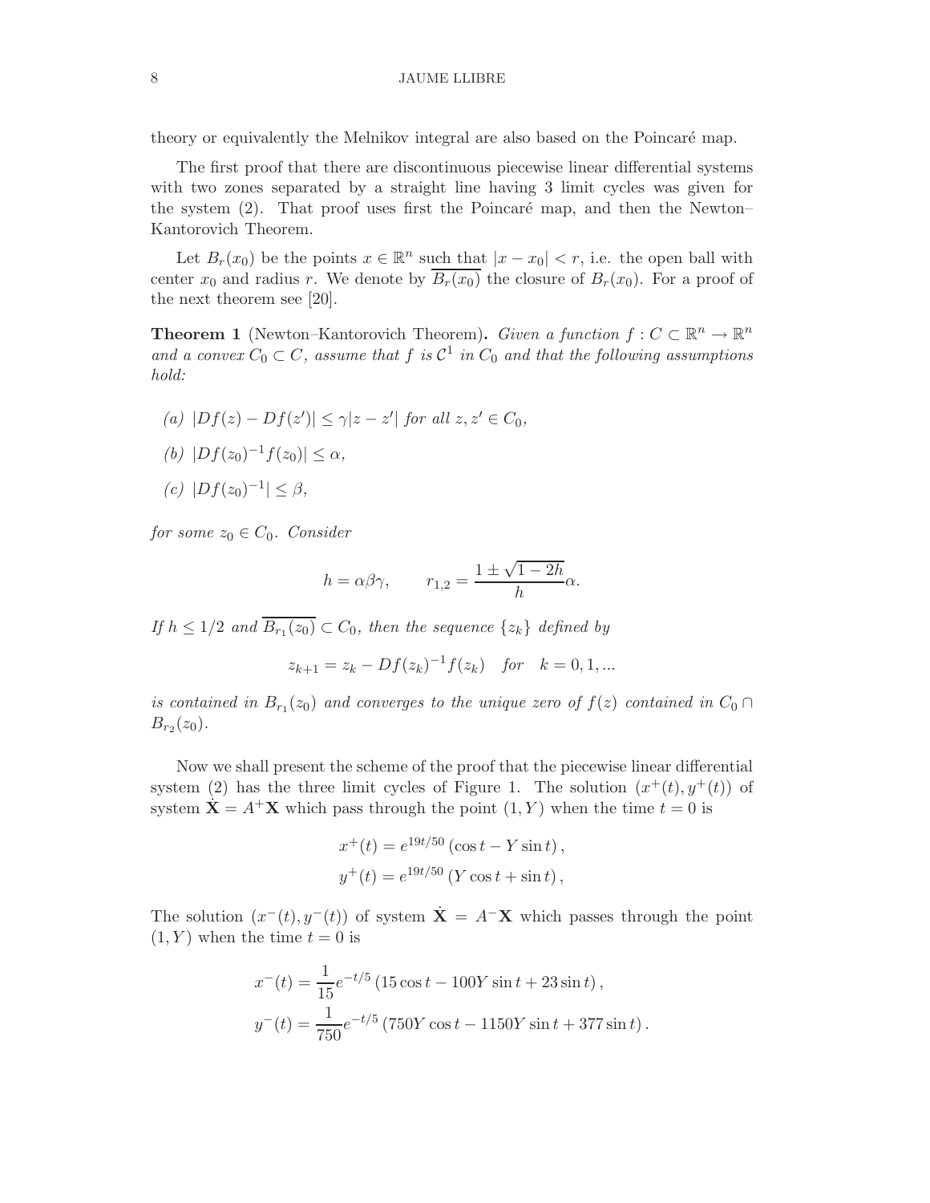theory or equivalently the Melnikov integral are also based on the Poincaré map.

The first proof that there are discontinuous piecewise linear differential systems with two zones separated by a straight line having 3 limit cycles was given for the system (2). That proof uses first the Poincaré map, and then the Newton–Kantorovich Theorem.

Let $B_r(x_0)$ be the points $x \in \mathbb{R}^n$ such that $|x - x_0| < r$, i.e. the open ball with center $x_0$ and radius $r$. We denote by $\overline{B_r(x_0)}$ the closure of $B_r(x_0)$. For a proof of the next theorem see [20].

**Theorem 1** (Newton–Kantorovich Theorem)**.** *Given a function $f : C \subset \mathbb{R}^n \to \mathbb{R}^n$ and a convex $C_0 \subset C$, assume that $f$ is $\mathcal{C}^1$ in $C_0$ and that the following assumptions hold:*

*(a) $|Df(z) - Df(z')| \leq \gamma |z - z'|$ for all $z, z' \in C_0$,*

*(b) $|Df(z_0)^{-1} f(z_0)| \leq \alpha$,*

*(c) $|Df(z_0)^{-1}| \leq \beta$,*

*for some $z_0 \in C_0$. Consider*

$$h = \alpha\beta\gamma, \qquad r_{1,2} = \frac{1 \pm \sqrt{1 - 2h}}{h}\alpha.$$

*If $h \leq 1/2$ and $\overline{B_{r_1}(z_0)} \subset C_0$, then the sequence $\{z_k\}$ defined by*

$$z_{k+1} = z_k - Df(z_k)^{-1} f(z_k) \quad for \quad k = 0, 1, ...$$

*is contained in $B_{r_1}(z_0)$ and converges to the unique zero of $f(z)$ contained in $C_0 \cap B_{r_2}(z_0)$.*

Now we shall present the scheme of the proof that the piecewise linear differential system (2) has the three limit cycles of Figure 1. The solution $(x^+(t), y^+(t))$ of system $\dot{\mathbf{X}} = A^+\mathbf{X}$ which pass through the point $(1, Y)$ when the time $t = 0$ is

$$x^+(t) = e^{19t/50} \left( \cos t - Y \sin t \right),$$
$$y^+(t) = e^{19t/50} \left( Y \cos t + \sin t \right),$$

The solution $(x^-(t), y^-(t))$ of system $\dot{\mathbf{X}} = A^-\mathbf{X}$ which passes through the point $(1, Y)$ when the time $t = 0$ is

$$x^-(t) = \frac{1}{15} e^{-t/5} \left( 15 \cos t - 100 Y \sin t + 23 \sin t \right),$$
$$y^-(t) = \frac{1}{750} e^{-t/5} \left( 750 Y \cos t - 1150 Y \sin t + 377 \sin t \right).$$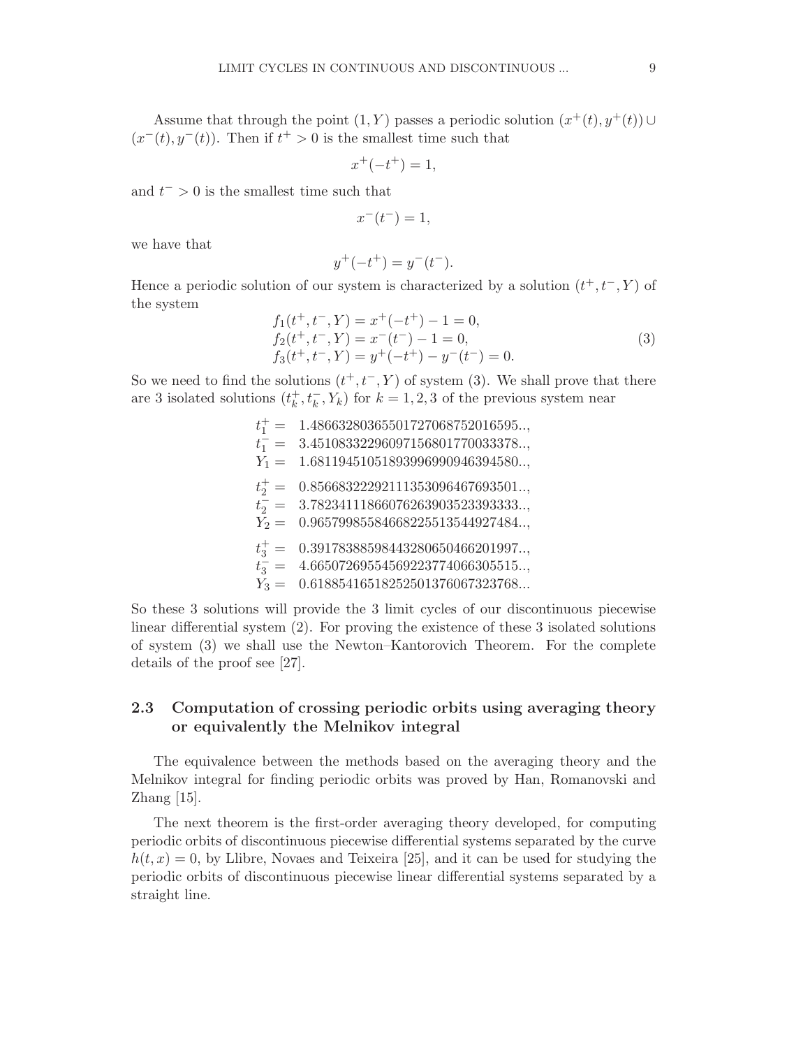Assume that through the point $(1, Y)$ passes a periodic solution $(x^+(t), y^+(t)) \cup (x^-(t), y^-(t))$. Then if $t^+ > 0$ is the smallest time such that

$$x^+(-t^+) = 1,$$

and $t^- > 0$ is the smallest time such that

$$x^-(t^-) = 1,$$

we have that

$$y^+(-t^+) = y^-(t^-).$$

Hence a periodic solution of our system is characterized by a solution $(t^+, t^-, Y)$ of the system

$$
\begin{aligned}
f_1(t^+, t^-, Y) &= x^+(-t^+) - 1 = 0,\\
f_2(t^+, t^-, Y) &= x^-(t^-) - 1 = 0,\\
f_3(t^+, t^-, Y) &= y^+(-t^+) - y^-(t^-) = 0.
\end{aligned}
\tag{3}
$$

So we need to find the solutions $(t^+, t^-, Y)$ of system (3). We shall prove that there are 3 isolated solutions $(t_k^+, t_k^-, Y_k)$ for $k = 1, 2, 3$ of the previous system near

$$
\begin{aligned}
t_1^+ &= 1.4866328036550172706875201659 5..,\\
t_1^- &= 3.4510833229609715680177003337 8..,\\
Y_1 &= 1.6811945105189399699094639458 0..,\\[4pt]
t_2^+ &= 0.8566832229211135309646769350 1..,\\
t_2^- &= 3.7823411186607626390352339333 3..,\\
Y_2 &= 0.9657998558466822551354492748 4..,\\[4pt]
t_3^+ &= 0.3917838859844328065046620199 7..,\\
t_3^- &= 4.6650726955456922377406630551 5..,\\
Y_3 &= 0.6188541651825250137606732376 8...
\end{aligned}
$$

So these 3 solutions will provide the 3 limit cycles of our discontinuous piecewise linear differential system (2). For proving the existence of these 3 isolated solutions of system (3) we shall use the Newton–Kantorovich Theorem. For the complete details of the proof see [27].

### 2.3 Computation of crossing periodic orbits using averaging theory or equivalently the Melnikov integral

The equivalence between the methods based on the averaging theory and the Melnikov integral for finding periodic orbits was proved by Han, Romanovski and Zhang [15].

The next theorem is the first-order averaging theory developed, for computing periodic orbits of discontinuous piecewise differential systems separated by the curve $h(t, x) = 0$, by Llibre, Novaes and Teixeira [25], and it can be used for studying the periodic orbits of discontinuous piecewise linear differential systems separated by a straight line.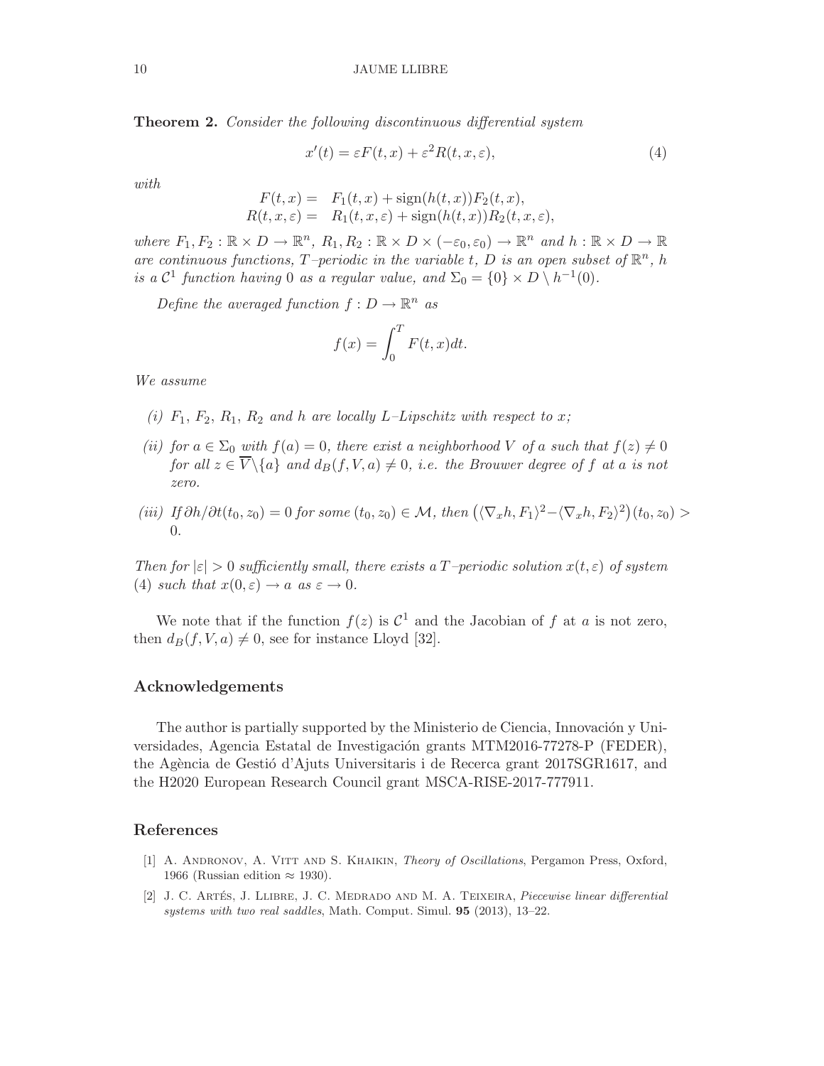**Theorem 2.** *Consider the following discontinuous differential system*

$$x'(t) = \varepsilon F(t, x) + \varepsilon^2 R(t, x, \varepsilon), \tag{4}$$

*with*

$$\begin{aligned} F(t, x) = &\quad F_1(t, x) + \operatorname{sign}(h(t, x))F_2(t, x), \\ R(t, x, \varepsilon) = &\quad R_1(t, x, \varepsilon) + \operatorname{sign}(h(t, x))R_2(t, x, \varepsilon), \end{aligned}$$

*where* $F_1, F_2 : \mathbb{R} \times D \to \mathbb{R}^n$*,* $R_1, R_2 : \mathbb{R} \times D \times (-\varepsilon_0, \varepsilon_0) \to \mathbb{R}^n$ *and* $h : \mathbb{R} \times D \to \mathbb{R}$ *are continuous functions,* $T$*–periodic in the variable* $t$*,* $D$ *is an open subset of* $\mathbb{R}^n$*,* $h$ *is a* $\mathcal{C}^1$ *function having* $0$ *as a regular value, and* $\Sigma_0 = \{0\} \times D \setminus h^{-1}(0)$*.*

*Define the averaged function* $f : D \to \mathbb{R}^n$ *as*

$$f(x) = \int_0^T F(t, x)dt.$$

*We assume*

- *(i)* $F_1$*,* $F_2$*,* $R_1$*,* $R_2$ *and* $h$ *are locally* $L$*–Lipschitz with respect to* $x$*;*
- *(ii) for* $a \in \Sigma_0$ *with* $f(a) = 0$*, there exist a neighborhood* $V$ *of* $a$ *such that* $f(z) \neq 0$ *for all* $z \in \overline{V} \backslash \{a\}$ *and* $d_B(f, V, a) \neq 0$*, i.e. the Brouwer degree of* $f$ *at* $a$ *is not zero.*
- *(iii) If* $\partial h/\partial t(t_0, z_0) = 0$ *for some* $(t_0, z_0) \in \mathcal{M}$*, then* $\big(\langle \nabla_x h, F_1\rangle^2 - \langle \nabla_x h, F_2\rangle^2\big)(t_0, z_0) > 0$*.*

*Then for* $|\varepsilon| > 0$ *sufficiently small, there exists a* $T$*–periodic solution* $x(t, \varepsilon)$ *of system* (4) *such that* $x(0, \varepsilon) \to a$ *as* $\varepsilon \to 0$*.*

We note that if the function $f(z)$ is $\mathcal{C}^1$ and the Jacobian of $f$ at $a$ is not zero, then $d_B(f, V, a) \neq 0$, see for instance Lloyd [32].

## Acknowledgements

The author is partially supported by the Ministerio de Ciencia, Innovación y Universidades, Agencia Estatal de Investigación grants MTM2016-77278-P (FEDER), the Agència de Gestió d'Ajuts Universitaris i de Recerca grant 2017SGR1617, and the H2020 European Research Council grant MSCA-RISE-2017-777911.

## References

[1] A. Andronov, A. Vitt and S. Khaikin, *Theory of Oscillations*, Pergamon Press, Oxford, 1966 (Russian edition ≈ 1930).

[2] J. C. Artés, J. Llibre, J. C. Medrado and M. A. Teixeira, *Piecewise linear differential systems with two real saddles*, Math. Comput. Simul. **95** (2013), 13–22.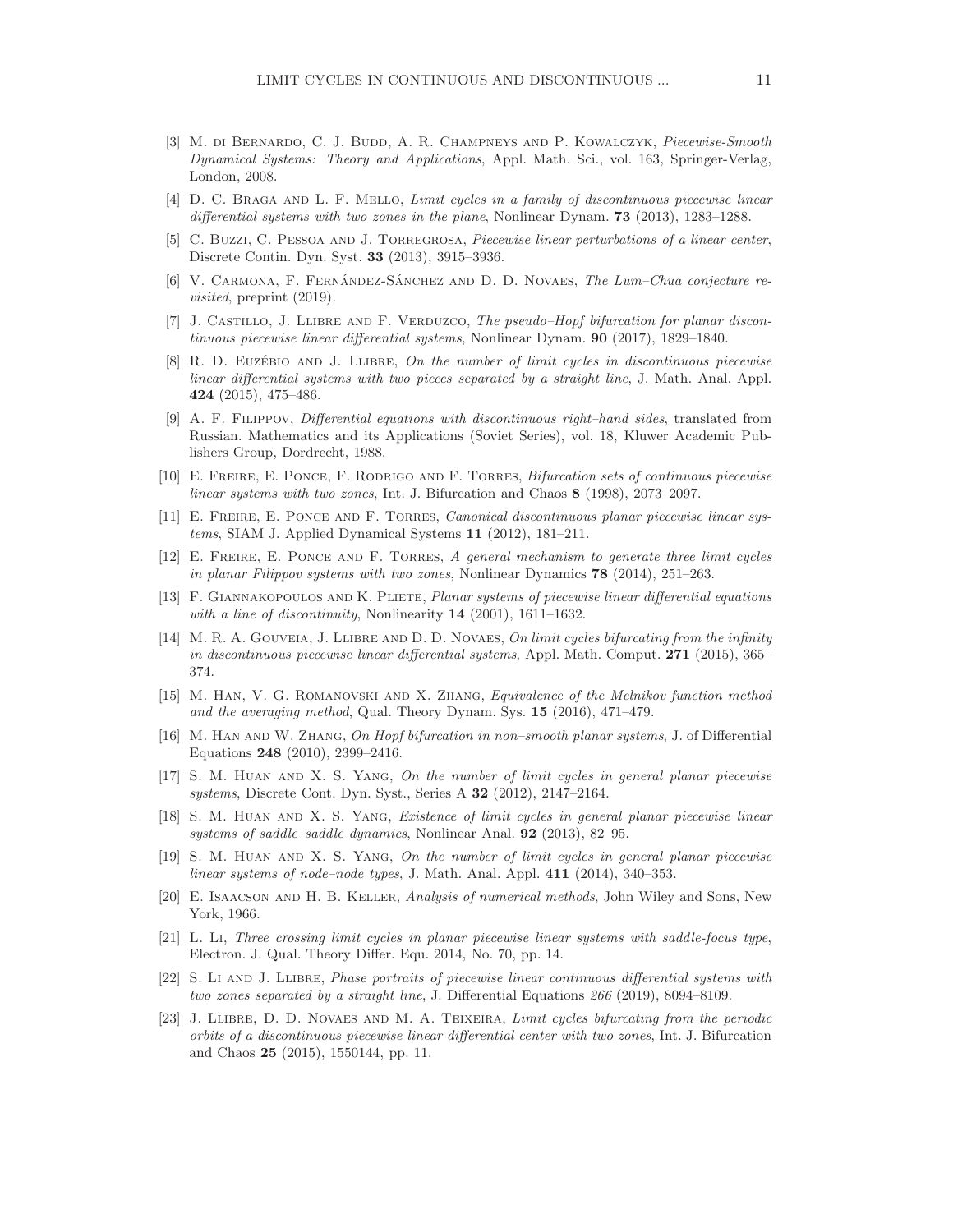[3] M. di Bernardo, C. J. Budd, A. R. Champneys and P. Kowalczyk, *Piecewise-Smooth Dynamical Systems: Theory and Applications*, Appl. Math. Sci., vol. 163, Springer-Verlag, London, 2008.

[4] D. C. Braga and L. F. Mello, *Limit cycles in a family of discontinuous piecewise linear differential systems with two zones in the plane*, Nonlinear Dynam. **73** (2013), 1283–1288.

[5] C. Buzzi, C. Pessoa and J. Torregrosa, *Piecewise linear perturbations of a linear center*, Discrete Contin. Dyn. Syst. **33** (2013), 3915–3936.

[6] V. Carmona, F. Fernández-Sánchez and D. D. Novaes, *The Lum–Chua conjecture revisited*, preprint (2019).

[7] J. Castillo, J. Llibre and F. Verduzco, *The pseudo–Hopf bifurcation for planar discontinuous piecewise linear differential systems*, Nonlinear Dynam. **90** (2017), 1829–1840.

[8] R. D. Euzébio and J. Llibre, *On the number of limit cycles in discontinuous piecewise linear differential systems with two pieces separated by a straight line*, J. Math. Anal. Appl. **424** (2015), 475–486.

[9] A. F. Filippov, *Differential equations with discontinuous right–hand sides*, translated from Russian. Mathematics and its Applications (Soviet Series), vol. 18, Kluwer Academic Publishers Group, Dordrecht, 1988.

[10] E. Freire, E. Ponce, F. Rodrigo and F. Torres, *Bifurcation sets of continuous piecewise linear systems with two zones*, Int. J. Bifurcation and Chaos **8** (1998), 2073–2097.

[11] E. Freire, E. Ponce and F. Torres, *Canonical discontinuous planar piecewise linear systems*, SIAM J. Applied Dynamical Systems **11** (2012), 181–211.

[12] E. Freire, E. Ponce and F. Torres, *A general mechanism to generate three limit cycles in planar Filippov systems with two zones*, Nonlinear Dynamics **78** (2014), 251–263.

[13] F. Giannakopoulos and K. Pliete, *Planar systems of piecewise linear differential equations with a line of discontinuity*, Nonlinearity **14** (2001), 1611–1632.

[14] M. R. A. Gouveia, J. Llibre and D. D. Novaes, *On limit cycles bifurcating from the infinity in discontinuous piecewise linear differential systems*, Appl. Math. Comput. **271** (2015), 365–374.

[15] M. Han, V. G. Romanovski and X. Zhang, *Equivalence of the Melnikov function method and the averaging method*, Qual. Theory Dynam. Sys. **15** (2016), 471–479.

[16] M. Han and W. Zhang, *On Hopf bifurcation in non–smooth planar systems*, J. of Differential Equations **248** (2010), 2399–2416.

[17] S. M. Huan and X. S. Yang, *On the number of limit cycles in general planar piecewise systems*, Discrete Cont. Dyn. Syst., Series A **32** (2012), 2147–2164.

[18] S. M. Huan and X. S. Yang, *Existence of limit cycles in general planar piecewise linear systems of saddle–saddle dynamics*, Nonlinear Anal. **92** (2013), 82–95.

[19] S. M. Huan and X. S. Yang, *On the number of limit cycles in general planar piecewise linear systems of node–node types*, J. Math. Anal. Appl. **411** (2014), 340–353.

[20] E. Isaacson and H. B. Keller, *Analysis of numerical methods*, John Wiley and Sons, New York, 1966.

[21] L. Li, *Three crossing limit cycles in planar piecewise linear systems with saddle-focus type*, Electron. J. Qual. Theory Differ. Equ. 2014, No. 70, pp. 14.

[22] S. Li and J. Llibre, *Phase portraits of piecewise linear continuous differential systems with two zones separated by a straight line*, J. Differential Equations *266* (2019), 8094–8109.

[23] J. Llibre, D. D. Novaes and M. A. Teixeira, *Limit cycles bifurcating from the periodic orbits of a discontinuous piecewise linear differential center with two zones*, Int. J. Bifurcation and Chaos **25** (2015), 1550144, pp. 11.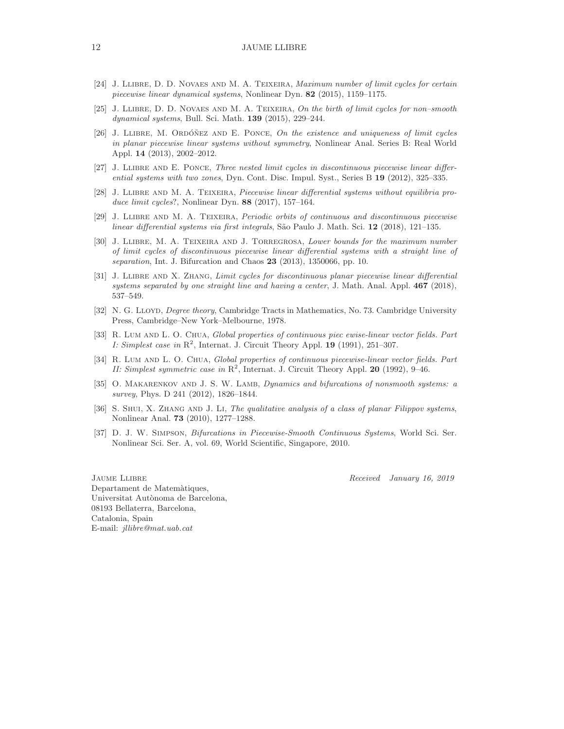[24] J. Llibre, D. D. Novaes and M. A. Teixeira, *Maximum number of limit cycles for certain piecewise linear dynamical systems*, Nonlinear Dyn. **82** (2015), 1159–1175.

[25] J. Llibre, D. D. Novaes and M. A. Teixeira, *On the birth of limit cycles for non–smooth dynamical systems*, Bull. Sci. Math. **139** (2015), 229–244.

[26] J. Llibre, M. Ordóñez and E. Ponce, *On the existence and uniqueness of limit cycles in planar piecewise linear systems without symmetry*, Nonlinear Anal. Series B: Real World Appl. **14** (2013), 2002–2012.

[27] J. Llibre and E. Ponce, *Three nested limit cycles in discontinuous piecewise linear differential systems with two zones*, Dyn. Cont. Disc. Impul. Syst., Series B **19** (2012), 325–335.

[28] J. Llibre and M. A. Teixeira, *Piecewise linear differential systems without equilibria produce limit cycles?*, Nonlinear Dyn. **88** (2017), 157–164.

[29] J. Llibre and M. A. Teixeira, *Periodic orbits of continuous and discontinuous piecewise linear differential systems via first integrals*, São Paulo J. Math. Sci. **12** (2018), 121–135.

[30] J. Llibre, M. A. Teixeira and J. Torregrosa, *Lower bounds for the maximum number of limit cycles of discontinuous piecewise linear differential systems with a straight line of separation*, Int. J. Bifurcation and Chaos **23** (2013), 1350066, pp. 10.

[31] J. Llibre and X. Zhang, *Limit cycles for discontinuous planar piecewise linear differential systems separated by one straight line and having a center*, J. Math. Anal. Appl. **467** (2018), 537–549.

[32] N. G. Lloyd, *Degree theory*, Cambridge Tracts in Mathematics, No. 73. Cambridge University Press, Cambridge–New York–Melbourne, 1978.

[33] R. Lum and L. O. Chua, *Global properties of continuous piec ewise-linear vector fields. Part I: Simplest case in* $\mathbb{R}^2$, Internat. J. Circuit Theory Appl. **19** (1991), 251–307.

[34] R. Lum and L. O. Chua, *Global properties of continuous piecewise-linear vector fields. Part II: Simplest symmetric case in* $\mathbb{R}^2$, Internat. J. Circuit Theory Appl. **20** (1992), 9–46.

[35] O. Makarenkov and J. S. W. Lamb, *Dynamics and bifurcations of nonsmooth systems: a survey*, Phys. D 241 (2012), 1826–1844.

[36] S. Shui, X. Zhang and J. Li, *The qualitative analysis of a class of planar Filippov systems*, Nonlinear Anal. **73** (2010), 1277–1288.

[37] D. J. W. Simpson, *Bifurcations in Piecewise-Smooth Continuous Systems*, World Sci. Ser. Nonlinear Sci. Ser. A, vol. 69, World Scientific, Singapore, 2010.

Jaume Llibre
Departament de Matemàtiques,
Universitat Autònoma de Barcelona,
08193 Bellaterra, Barcelona,
Catalonia, Spain
E-mail: *jllibre@mat.uab.cat*

*Received January 16, 2019*